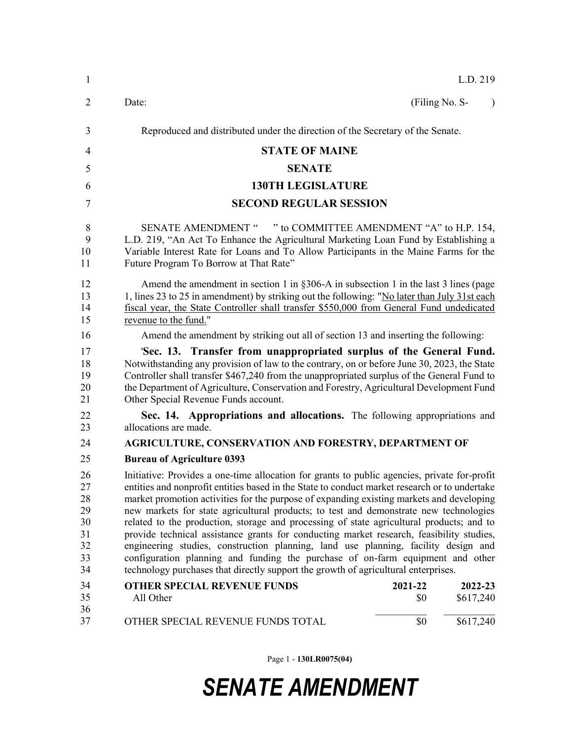L.D. 219

Date: (Filing No. S- )

Reproduced and distributed under the direction of the Secretary of the Senate.

# STATE OF MAINE

## SENATE

## 130TH LEGISLATURE

## SECOND REGULAR SESSION

SENATE AMENDMENT " " to COMMITTEE AMENDMENT "A" to H.P. 154, L.D. 219, "An Act To Enhance the Agricultural Marketing Loan Fund by Establishing a Variable Interest Rate for Loans and To Allow Participants in the Maine Farms for the Future Program To Borrow at That Rate"

Amend the amendment in section 1 in §306-A in subsection 1 in the last 3 lines (page 1, lines 23 to 25 in amendment) by striking out the following: "No later than July 31st each fiscal year, the State Controller shall transfer $550,000 from General Fund undedicated revenue to the fund."

Amend the amendment by striking out all of section 13 and inserting the following:

'**Sec. 13. Transfer from unappropriated surplus of the General Fund.** Notwithstanding any provision of law to the contrary, on or before June 30, 2023, the State Controller shall transfer $467,240 from the unappropriated surplus of the General Fund to the Department of Agriculture, Conservation and Forestry, Agricultural Development Fund Other Special Revenue Funds account.

**Sec. 14. Appropriations and allocations.** The following appropriations and allocations are made.

**AGRICULTURE, CONSERVATION AND FORESTRY, DEPARTMENT OF**

**Bureau of Agriculture 0393**

Initiative: Provides a one-time allocation for grants to public agencies, private for-profit entities and nonprofit entities based in the State to conduct market research or to undertake market promotion activities for the purpose of expanding existing markets and developing new markets for state agricultural products; to test and demonstrate new technologies related to the production, storage and processing of state agricultural products; and to provide technical assistance grants for conducting market research, feasibility studies, engineering studies, construction planning, land use planning, facility design and configuration planning and funding the purchase of on-farm equipment and other technology purchases that directly support the growth of agricultural enterprises.

| OTHER SPECIAL REVENUE FUNDS | 2021-22 | 2022-23 |
|---|---|---|
| All Other | $0 | $617,240 |
| OTHER SPECIAL REVENUE FUNDS TOTAL | $0 | $617,240 |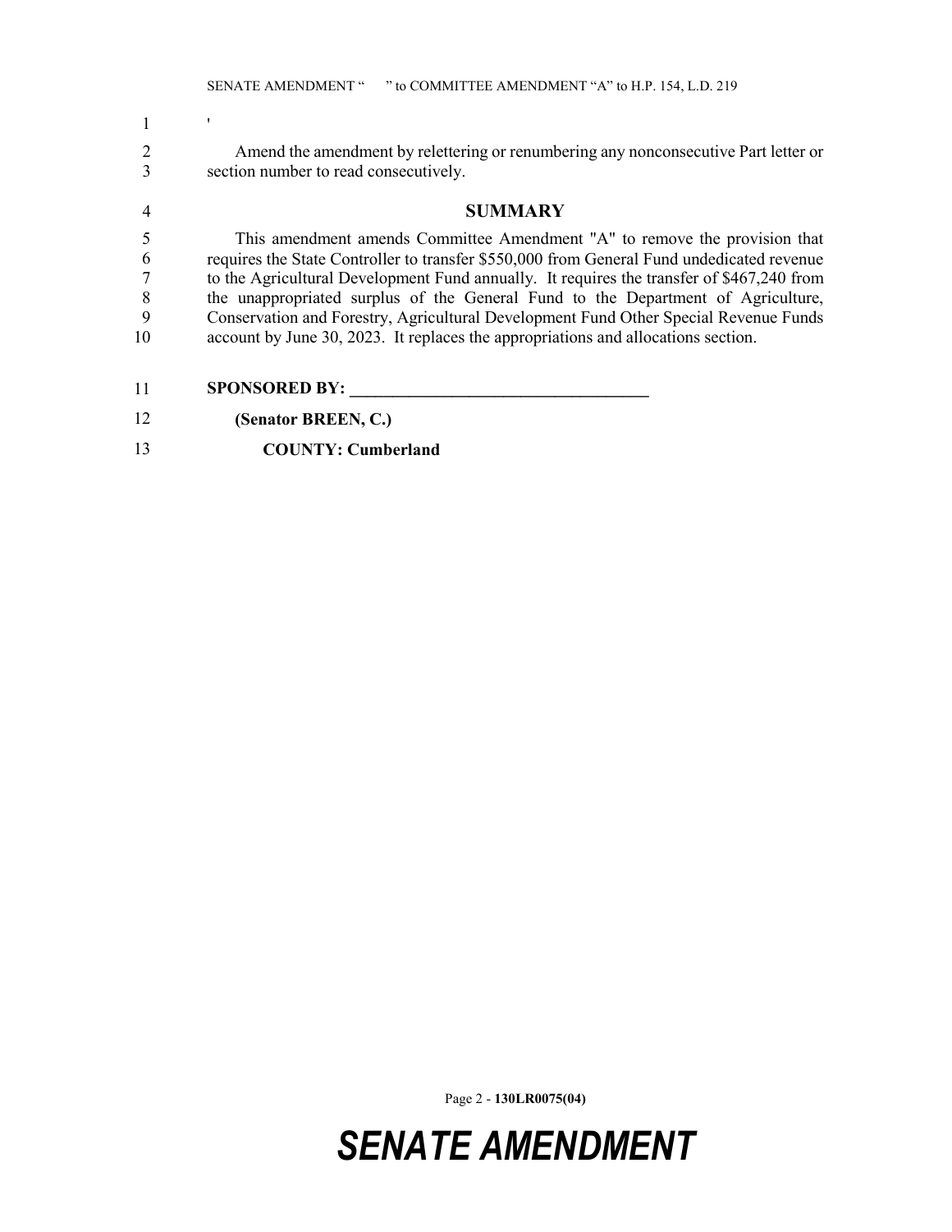'

Amend the amendment by relettering or renumbering any nonconsecutive Part letter or section number to read consecutively.

## SUMMARY

This amendment amends Committee Amendment "A" to remove the provision that requires the State Controller to transfer $550,000 from General Fund undedicated revenue to the Agricultural Development Fund annually. It requires the transfer of $467,240 from the unappropriated surplus of the General Fund to the Department of Agriculture, Conservation and Forestry, Agricultural Development Fund Other Special Revenue Funds account by June 30, 2023. It replaces the appropriations and allocations section.

**SPONSORED BY: ____________________________________**

**(Senator BREEN, C.)**

**COUNTY: Cumberland**